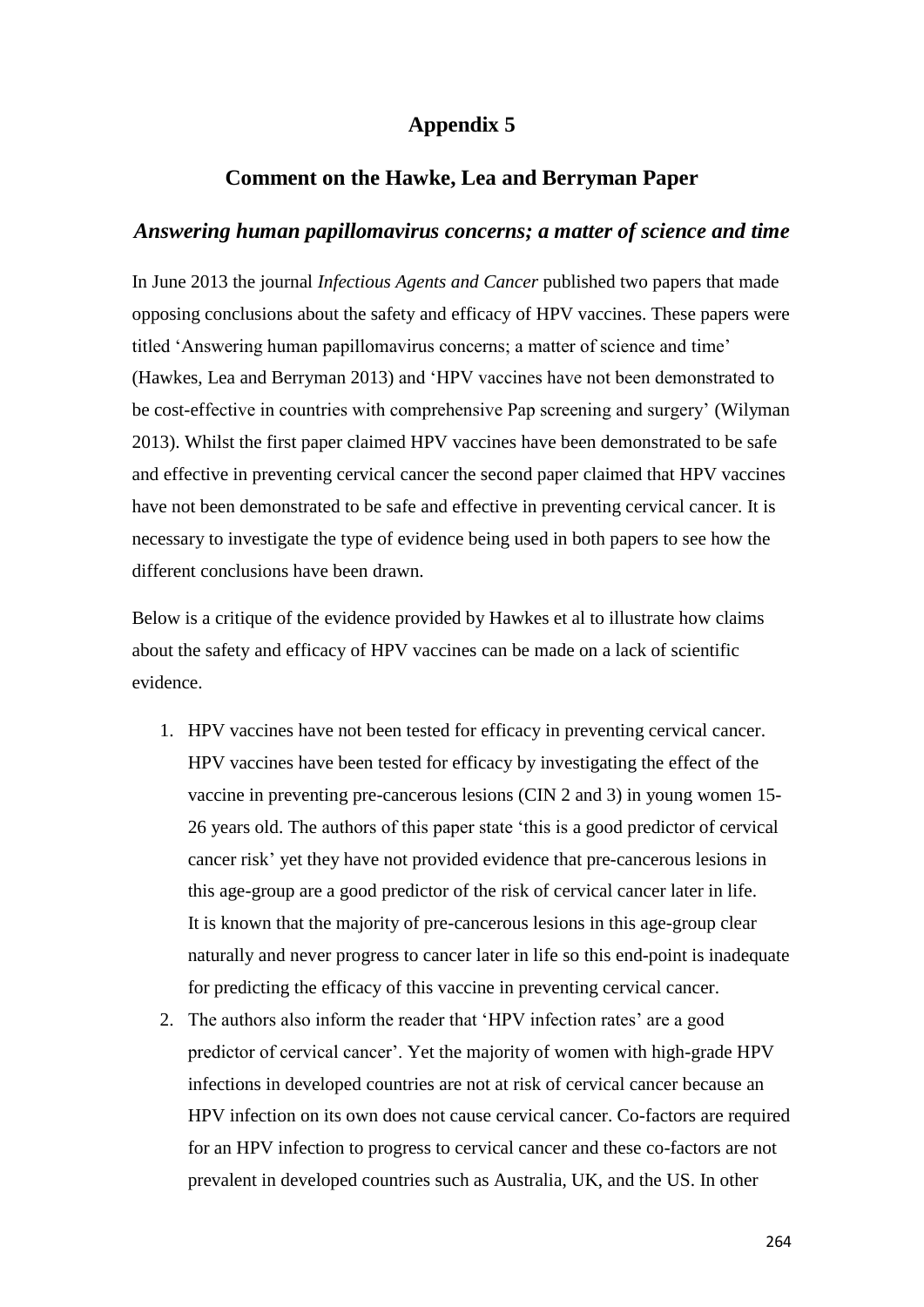# Appendix 5

## Comment on the Hawke, Lea and Berryman Paper

### *Answering human papillomavirus concerns; a matter of science and time*

In June 2013 the journal *Infectious Agents and Cancer* published two papers that made opposing conclusions about the safety and efficacy of HPV vaccines. These papers were titled 'Answering human papillomavirus concerns; a matter of science and time' (Hawkes, Lea and Berryman 2013) and 'HPV vaccines have not been demonstrated to be cost-effective in countries with comprehensive Pap screening and surgery' (Wilyman 2013). Whilst the first paper claimed HPV vaccines have been demonstrated to be safe and effective in preventing cervical cancer the second paper claimed that HPV vaccines have not been demonstrated to be safe and effective in preventing cervical cancer. It is necessary to investigate the type of evidence being used in both papers to see how the different conclusions have been drawn.

Below is a critique of the evidence provided by Hawkes et al to illustrate how claims about the safety and efficacy of HPV vaccines can be made on a lack of scientific evidence.

1. HPV vaccines have not been tested for efficacy in preventing cervical cancer. HPV vaccines have been tested for efficacy by investigating the effect of the vaccine in preventing pre-cancerous lesions (CIN 2 and 3) in young women 15-26 years old. The authors of this paper state 'this is a good predictor of cervical cancer risk' yet they have not provided evidence that pre-cancerous lesions in this age-group are a good predictor of the risk of cervical cancer later in life. It is known that the majority of pre-cancerous lesions in this age-group clear naturally and never progress to cancer later in life so this end-point is inadequate for predicting the efficacy of this vaccine in preventing cervical cancer.
2. The authors also inform the reader that 'HPV infection rates' are a good predictor of cervical cancer'. Yet the majority of women with high-grade HPV infections in developed countries are not at risk of cervical cancer because an HPV infection on its own does not cause cervical cancer. Co-factors are required for an HPV infection to progress to cervical cancer and these co-factors are not prevalent in developed countries such as Australia, UK, and the US. In other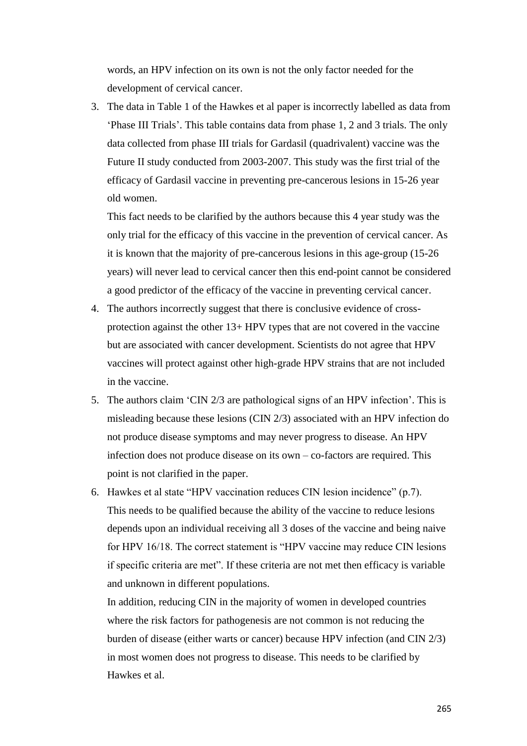words, an HPV infection on its own is not the only factor needed for the development of cervical cancer.

3. The data in Table 1 of the Hawkes et al paper is incorrectly labelled as data from 'Phase III Trials'. This table contains data from phase 1, 2 and 3 trials. The only data collected from phase III trials for Gardasil (quadrivalent) vaccine was the Future II study conducted from 2003-2007. This study was the first trial of the efficacy of Gardasil vaccine in preventing pre-cancerous lesions in 15-26 year old women.

   This fact needs to be clarified by the authors because this 4 year study was the only trial for the efficacy of this vaccine in the prevention of cervical cancer. As it is known that the majority of pre-cancerous lesions in this age-group (15-26 years) will never lead to cervical cancer then this end-point cannot be considered a good predictor of the efficacy of the vaccine in preventing cervical cancer.

4. The authors incorrectly suggest that there is conclusive evidence of cross-protection against the other 13+ HPV types that are not covered in the vaccine but are associated with cancer development. Scientists do not agree that HPV vaccines will protect against other high-grade HPV strains that are not included in the vaccine.

5. The authors claim 'CIN 2/3 are pathological signs of an HPV infection'. This is misleading because these lesions (CIN 2/3) associated with an HPV infection do not produce disease symptoms and may never progress to disease. An HPV infection does not produce disease on its own – co-factors are required. This point is not clarified in the paper.

6. Hawkes et al state "HPV vaccination reduces CIN lesion incidence" (p.7). This needs to be qualified because the ability of the vaccine to reduce lesions depends upon an individual receiving all 3 doses of the vaccine and being naive for HPV 16/18. The correct statement is "HPV vaccine may reduce CIN lesions if specific criteria are met". If these criteria are not met then efficacy is variable and unknown in different populations.

   In addition, reducing CIN in the majority of women in developed countries where the risk factors for pathogenesis are not common is not reducing the burden of disease (either warts or cancer) because HPV infection (and CIN 2/3) in most women does not progress to disease. This needs to be clarified by Hawkes et al.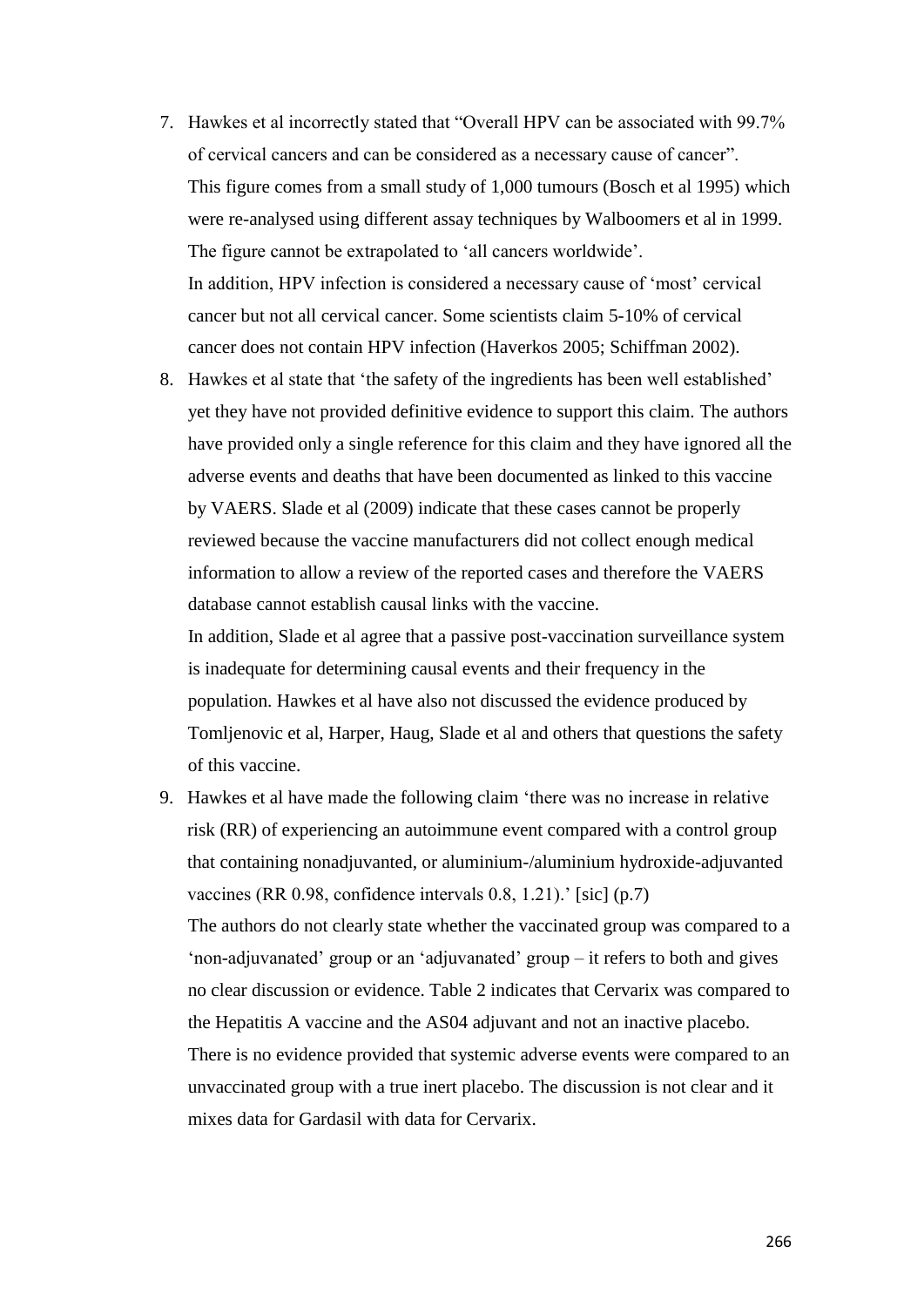7. Hawkes et al incorrectly stated that "Overall HPV can be associated with 99.7% of cervical cancers and can be considered as a necessary cause of cancer". This figure comes from a small study of 1,000 tumours (Bosch et al 1995) which were re-analysed using different assay techniques by Walboomers et al in 1999. The figure cannot be extrapolated to 'all cancers worldwide'.
   In addition, HPV infection is considered a necessary cause of 'most' cervical cancer but not all cervical cancer. Some scientists claim 5-10% of cervical cancer does not contain HPV infection (Haverkos 2005; Schiffman 2002).
8. Hawkes et al state that 'the safety of the ingredients has been well established' yet they have not provided definitive evidence to support this claim. The authors have provided only a single reference for this claim and they have ignored all the adverse events and deaths that have been documented as linked to this vaccine by VAERS. Slade et al (2009) indicate that these cases cannot be properly reviewed because the vaccine manufacturers did not collect enough medical information to allow a review of the reported cases and therefore the VAERS database cannot establish causal links with the vaccine.
   In addition, Slade et al agree that a passive post-vaccination surveillance system is inadequate for determining causal events and their frequency in the population. Hawkes et al have also not discussed the evidence produced by Tomljenovic et al, Harper, Haug, Slade et al and others that questions the safety of this vaccine.
9. Hawkes et al have made the following claim 'there was no increase in relative risk (RR) of experiencing an autoimmune event compared with a control group that containing nonadjuvanted, or aluminium-/aluminium hydroxide-adjuvanted vaccines (RR 0.98, confidence intervals 0.8, 1.21).' [sic] (p.7)
   The authors do not clearly state whether the vaccinated group was compared to a 'non-adjuvanated' group or an 'adjuvanated' group – it refers to both and gives no clear discussion or evidence. Table 2 indicates that Cervarix was compared to the Hepatitis A vaccine and the AS04 adjuvant and not an inactive placebo. There is no evidence provided that systemic adverse events were compared to an unvaccinated group with a true inert placebo. The discussion is not clear and it mixes data for Gardasil with data for Cervarix.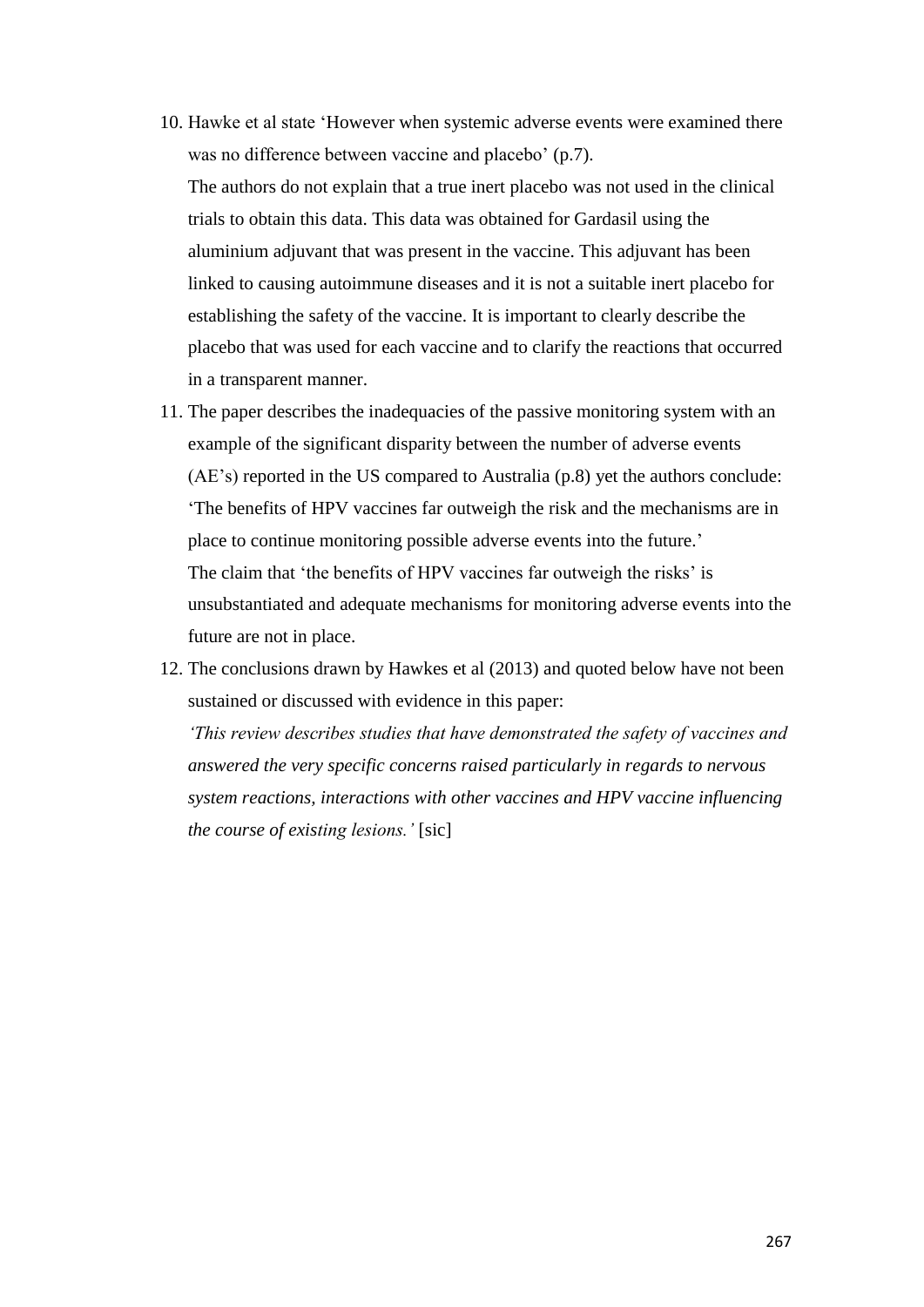10. Hawke et al state 'However when systemic adverse events were examined there was no difference between vaccine and placebo' (p.7).
    The authors do not explain that a true inert placebo was not used in the clinical trials to obtain this data. This data was obtained for Gardasil using the aluminium adjuvant that was present in the vaccine. This adjuvant has been linked to causing autoimmune diseases and it is not a suitable inert placebo for establishing the safety of the vaccine. It is important to clearly describe the placebo that was used for each vaccine and to clarify the reactions that occurred in a transparent manner.
11. The paper describes the inadequacies of the passive monitoring system with an example of the significant disparity between the number of adverse events (AE's) reported in the US compared to Australia (p.8) yet the authors conclude: 'The benefits of HPV vaccines far outweigh the risk and the mechanisms are in place to continue monitoring possible adverse events into the future.'
    The claim that 'the benefits of HPV vaccines far outweigh the risks' is unsubstantiated and adequate mechanisms for monitoring adverse events into the future are not in place.
12. The conclusions drawn by Hawkes et al (2013) and quoted below have not been sustained or discussed with evidence in this paper:
    *'This review describes studies that have demonstrated the safety of vaccines and answered the very specific concerns raised particularly in regards to nervous system reactions, interactions with other vaccines and HPV vaccine influencing the course of existing lesions.'* [sic]